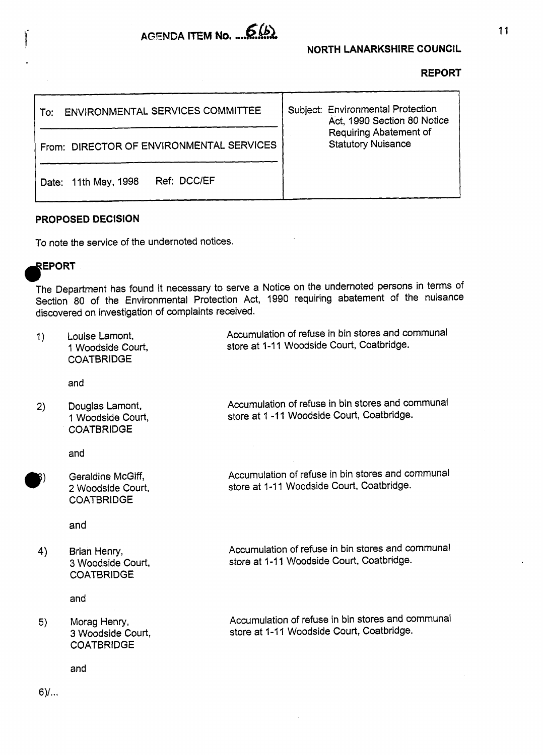AGENDA ITEM No. ...6(b)

NORTH LANARKSHIRE COUNCIL

**REPORT**

| To: ENVIRONMENTAL SERVICES COMMITTEE | Subject: Environmental Protection Act, 1990 Section 80 Notice Requiring Abatement of Statutory Nuisance |
|---|---|
| From: DIRECTOR OF ENVIRONMENTAL SERVICES | |
| Date: 11th May, 1998    Ref: DCC/EF | |

## PROPOSED DECISION

To note the service of the undernoted notices.

## REPORT

The Department has found it necessary to serve a Notice on the undernoted persons in terms of Section 80 of the Environmental Protection Act, 1990 requiring abatement of the nuisance discovered on investigation of complaints received.

1) Louise Lamont,
   1 Woodside Court,
   COATBRIDGE

   Accumulation of refuse in bin stores and communal store at 1-11 Woodside Court, Coatbridge.

   and

2) Douglas Lamont,
   1 Woodside Court,
   COATBRIDGE

   Accumulation of refuse in bin stores and communal store at 1 -11 Woodside Court, Coatbridge.

   and

3) Geraldine McGiff,
   2 Woodside Court,
   COATBRIDGE

   Accumulation of refuse in bin stores and communal store at 1-11 Woodside Court, Coatbridge.

   and

4) Brian Henry,
   3 Woodside Court,
   COATBRIDGE

   Accumulation of refuse in bin stores and communal store at 1-11 Woodside Court, Coatbridge.

   and

5) Morag Henry,
   3 Woodside Court,
   COATBRIDGE

   Accumulation of refuse in bin stores and communal store at 1-11 Woodside Court, Coatbridge.

   and

6)/...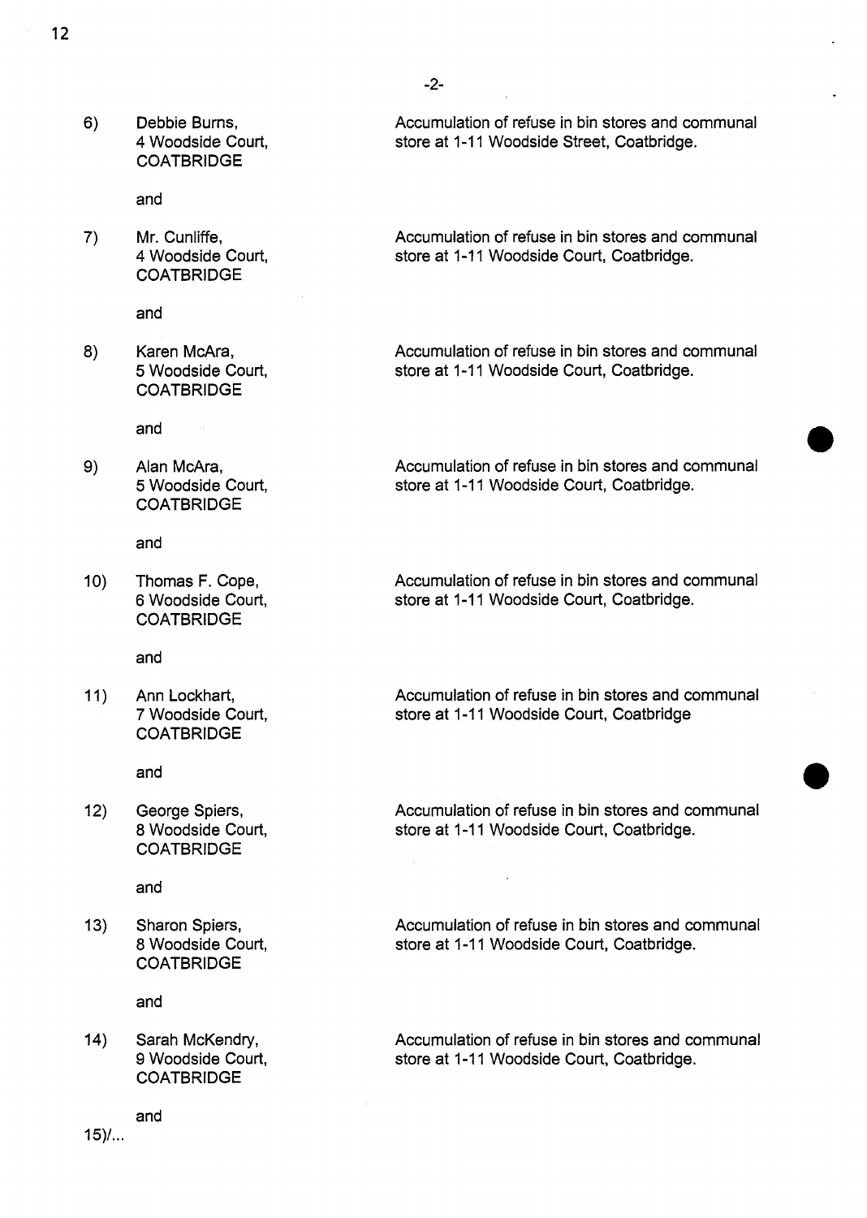6) Debbie Burns,
4 Woodside Court,
COATBRIDGE

Accumulation of refuse in bin stores and communal store at 1-11 Woodside Street, Coatbridge.

and

7) Mr. Cunliffe,
4 Woodside Court,
COATBRIDGE

Accumulation of refuse in bin stores and communal store at 1-11 Woodside Court, Coatbridge.

and

8) Karen McAra,
5 Woodside Court,
COATBRIDGE

Accumulation of refuse in bin stores and communal store at 1-11 Woodside Court, Coatbridge.

and

9) Alan McAra,
5 Woodside Court,
COATBRIDGE

Accumulation of refuse in bin stores and communal store at 1-11 Woodside Court, Coatbridge.

and

10) Thomas F. Cope,
6 Woodside Court,
COATBRIDGE

Accumulation of refuse in bin stores and communal store at 1-11 Woodside Court, Coatbridge.

and

11) Ann Lockhart,
7 Woodside Court,
COATBRIDGE

Accumulation of refuse in bin stores and communal store at 1-11 Woodside Court, Coatbridge

and

12) George Spiers,
8 Woodside Court,
COATBRIDGE

Accumulation of refuse in bin stores and communal store at 1-11 Woodside Court, Coatbridge.

and

13) Sharon Spiers,
8 Woodside Court,
COATBRIDGE

Accumulation of refuse in bin stores and communal store at 1-11 Woodside Court, Coatbridge.

and

14) Sarah McKendry,
9 Woodside Court,
COATBRIDGE

Accumulation of refuse in bin stores and communal store at 1-11 Woodside Court, Coatbridge.

and

15)/...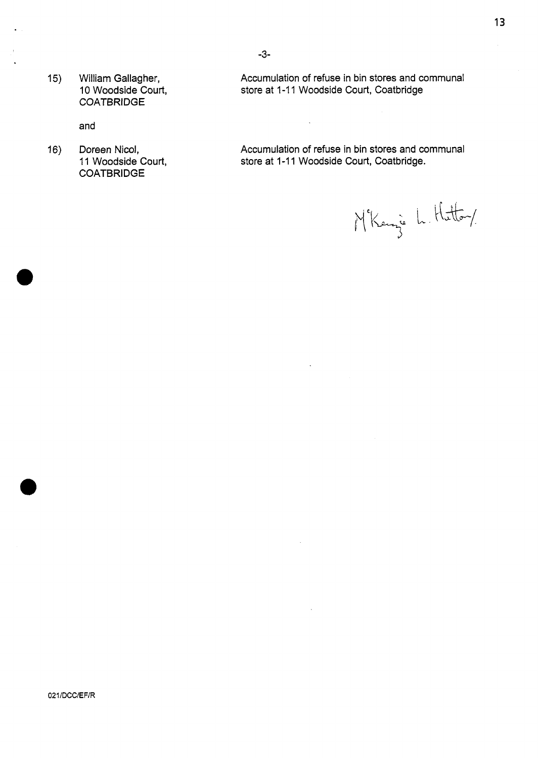15) William Gallagher,
10 Woodside Court,
COATBRIDGE

Accumulation of refuse in bin stores and communal store at 1-11 Woodside Court, Coatbridge

and

16) Doreen Nicol,
11 Woodside Court,
COATBRIDGE

Accumulation of refuse in bin stores and communal store at 1-11 Woodside Court, Coatbridge.

McKenzie L. Hutton.

021/DCC/EF/R